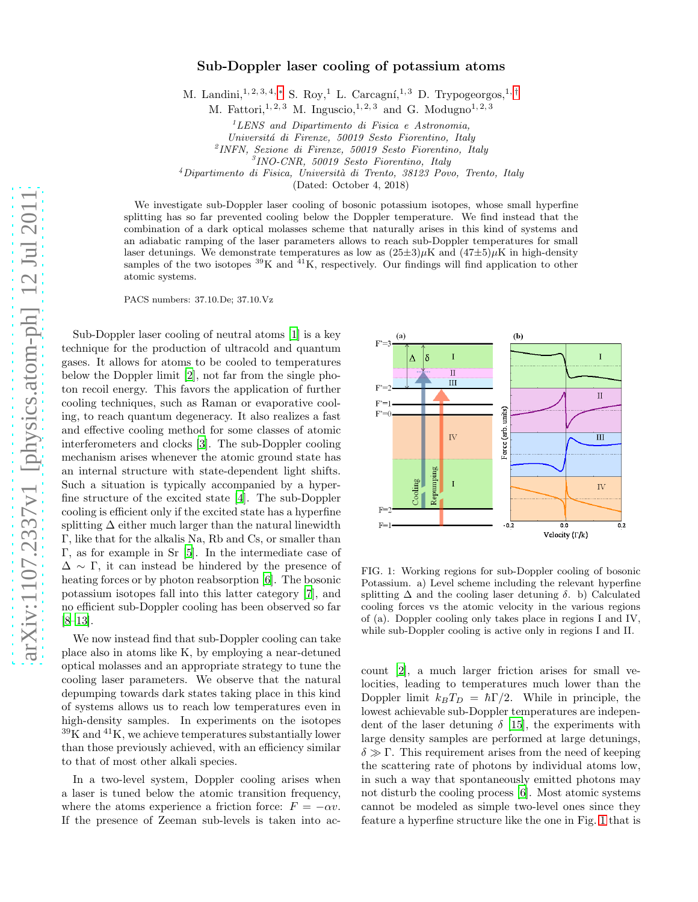# Sub-Doppler laser cooling of potassium atoms

M. Landini,[1,2,3,4,*] S. Roy,[1] L. Carcagní,[1,3] D. Trypogeorgos,[1,†] M. Fattori,[1,2,3] M. Inguscio,[1,2,3] and G. Modugno[1,2,3]

[1] *LENS and Dipartimento di Fisica e Astronomia, Universitá di Firenze, 50019 Sesto Fiorentino, Italy*
[2] *INFN, Sezione di Firenze, 50019 Sesto Fiorentino, Italy*
[3] *INO-CNR, 50019 Sesto Fiorentino, Italy*
[4] *Dipartimento di Fisica, Università di Trento, 38123 Povo, Trento, Italy*

(Dated: October 4, 2018)

We investigate sub-Doppler laser cooling of bosonic potassium isotopes, whose small hyperfine splitting has so far prevented cooling below the Doppler temperature. We find instead that the combination of a dark optical molasses scheme that naturally arises in this kind of systems and an adiabatic ramping of the laser parameters allows to reach sub-Doppler temperatures for small laser detunings. We demonstrate temperatures as low as (25±3)$\mu$K and (47±5)$\mu$K in high-density samples of the two isotopes $^{39}$K and $^{41}$K, respectively. Our findings will find application to other atomic systems.

PACS numbers: 37.10.De; 37.10.Vz

Sub-Doppler laser cooling of neutral atoms [1] is a key technique for the production of ultracold and quantum gases. It allows for atoms to be cooled to temperatures below the Doppler limit [2], not far from the single photon recoil energy. This favors the application of further cooling techniques, such as Raman or evaporative cooling, to reach quantum degeneracy. It also realizes a fast and effective cooling method for some classes of atomic interferometers and clocks [3]. The sub-Doppler cooling mechanism arises whenever the atomic ground state has an internal structure with state-dependent light shifts. Such a situation is typically accompanied by a hyperfine structure of the excited state [4]. The sub-Doppler cooling is efficient only if the excited state has a hyperfine splitting $\Delta$ either much larger than the natural linewidth $\Gamma$, like that for the alkalis Na, Rb and Cs, or smaller than $\Gamma$, as for example in Sr [5]. In the intermediate case of $\Delta \sim \Gamma$, it can instead be hindered by the presence of heating forces or by photon reabsorption [6]. The bosonic potassium isotopes fall into this latter category [7], and no efficient sub-Doppler cooling has been observed so far [8–13].

We now instead find that sub-Doppler cooling can take place also in atoms like K, by employing a near-detuned optical molasses and an appropriate strategy to tune the cooling laser parameters. We observe that the natural depumping towards dark states taking place in this kind of systems allows us to reach low temperatures even in high-density samples. In experiments on the isotopes $^{39}$K and $^{41}$K, we achieve temperatures substantially lower than those previously achieved, with an efficiency similar to that of most other alkali species.

In a two-level system, Doppler cooling arises when a laser is tuned below the atomic transition frequency, where the atoms experience a friction force: $F = -\alpha v$. If the presence of Zeeman sub-levels is taken into account [2], a much larger friction arises for small velocities, leading to temperatures much lower than the Doppler limit $k_B T_D = \hbar\Gamma/2$. While in principle, the lowest achievable sub-Doppler temperatures are independent of the laser detuning $\delta$ [15], the experiments with large density samples are performed at large detunings, $\delta \gg \Gamma$. This requirement arises from the need of keeping the scattering rate of photons by individual atoms low, in such a way that spontaneously emitted photons may not disturb the cooling process [6]. Most atomic systems cannot be modeled as simple two-level ones since they feature a hyperfine structure like the one in Fig. 1 that is

(a)
F'=3
F'=2
F'=1
F'=0
F=2
F=1
Δ
δ
I
II
III
IV
I
Cooling
Repumping

(b)
I
II
III
IV
Force (arb. units)
-0.2
0.0
0.2
Velocity (Γ/k)

FIG. 1: Working regions for sub-Doppler cooling of bosonic Potassium. a) Level scheme including the relevant hyperfine splitting $\Delta$ and the cooling laser detuning $\delta$. b) Calculated cooling forces vs the atomic velocity in the various regions of (a). Doppler cooling only takes place in regions I and IV, while sub-Doppler cooling is active only in regions I and II.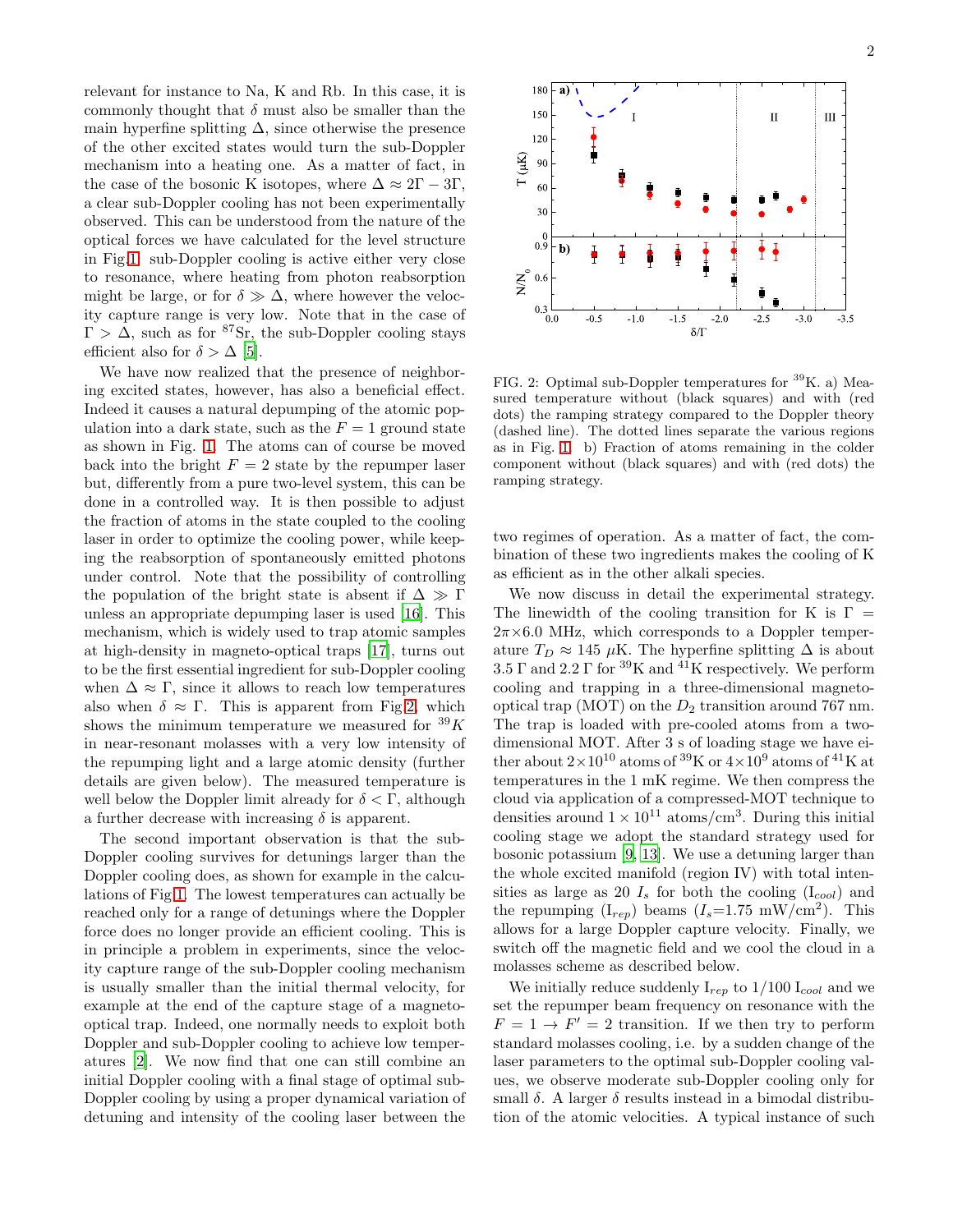relevant for instance to Na, K and Rb. In this case, it is commonly thought that $\delta$ must also be smaller than the main hyperfine splitting $\Delta$, since otherwise the presence of the other excited states would turn the sub-Doppler mechanism into a heating one. As a matter of fact, in the case of the bosonic K isotopes, where $\Delta \approx 2\Gamma - 3\Gamma$, a clear sub-Doppler cooling has not been experimentally observed. This can be understood from the nature of the optical forces we have calculated for the level structure in Fig.1: sub-Doppler cooling is active either very close to resonance, where heating from photon reabsorption might be large, or for $\delta \gg \Delta$, where however the velocity capture range is very low. Note that in the case of $\Gamma > \Delta$, such as for $^{87}$Sr, the sub-Doppler cooling stays efficient also for $\delta > \Delta$ [5].

We have now realized that the presence of neighboring excited states, however, has also a beneficial effect. Indeed it causes a natural depumping of the atomic population into a dark state, such as the $F = 1$ ground state as shown in Fig. 1. The atoms can of course be moved back into the bright $F = 2$ state by the repumper laser but, differently from a pure two-level system, this can be done in a controlled way. It is then possible to adjust the fraction of atoms in the state coupled to the cooling laser in order to optimize the cooling power, while keeping the reabsorption of spontaneously emitted photons under control. Note that the possibility of controlling the population of the bright state is absent if $\Delta \gg \Gamma$ unless an appropriate depumping laser is used [16]. This mechanism, which is widely used to trap atomic samples at high-density in magneto-optical traps [17], turns out to be the first essential ingredient for sub-Doppler cooling when $\Delta \approx \Gamma$, since it allows to reach low temperatures also when $\delta \approx \Gamma$. This is apparent from Fig.2, which shows the minimum temperature we measured for $^{39}K$ in near-resonant molasses with a very low intensity of the repumping light and a large atomic density (further details are given below). The measured temperature is well below the Doppler limit already for $\delta < \Gamma$, although a further decrease with increasing $\delta$ is apparent.

The second important observation is that the sub-Doppler cooling survives for detunings larger than the Doppler cooling does, as shown for example in the calculations of Fig.1. The lowest temperatures can actually be reached only for a range of detunings where the Doppler force does no longer provide an efficient cooling. This is in principle a problem in experiments, since the velocity capture range of the sub-Doppler cooling mechanism is usually smaller than the initial thermal velocity, for example at the end of the capture stage of a magneto-optical trap. Indeed, one normally needs to exploit both Doppler and sub-Doppler cooling to achieve low temperatures [2]. We now find that one can still combine an initial Doppler cooling with a final stage of optimal sub-Doppler cooling by using a proper dynamical variation of detuning and intensity of the cooling laser between the two regimes of operation. As a matter of fact, the combination of these two ingredients makes the cooling of K as efficient as in the other alkali species.

a)
I
II
III
T (μK)
180
150
120
90
60
30
0
b)
N/N$_0$
0.9
0.6
0.3
0.0 -0.5 -1.0 -1.5 -2.0 -2.5 -3.0 -3.5
δ/Γ

FIG. 2: Optimal sub-Doppler temperatures for $^{39}$K. a) Measured temperature without (black squares) and with (red dots) the ramping strategy compared to the Doppler theory (dashed line). The dotted lines separate the various regions as in Fig. 1. b) Fraction of atoms remaining in the colder component without (black squares) and with (red dots) the ramping strategy.

We now discuss in detail the experimental strategy. The linewidth of the cooling transition for K is $\Gamma = 2\pi\times 6.0$ MHz, which corresponds to a Doppler temperature $T_D \approx 145$ $\mu$K. The hyperfine splitting $\Delta$ is about 3.5 $\Gamma$ and 2.2 $\Gamma$ for $^{39}$K and $^{41}$K respectively. We perform cooling and trapping in a three-dimensional magneto-optical trap (MOT) on the $D_2$ transition around 767 nm. The trap is loaded with pre-cooled atoms from a two-dimensional MOT. After 3 s of loading stage we have either about $2\times 10^{10}$ atoms of $^{39}$K or $4\times 10^{9}$ atoms of $^{41}$K at temperatures in the 1 mK regime. We then compress the cloud via application of a compressed-MOT technique to densities around $1 \times 10^{11}$ atoms/cm$^3$. During this initial cooling stage we adopt the standard strategy used for bosonic potassium [9, 13]. We use a detuning larger than the whole excited manifold (region IV) with total intensities as large as 20 $I_s$ for both the cooling ($I_{cool}$) and the repumping ($I_{rep}$) beams ($I_s$=1.75 mW/cm$^2$). This allows for a large Doppler capture velocity. Finally, we switch off the magnetic field and we cool the cloud in a molasses scheme as described below.

We initially reduce suddenly $I_{rep}$ to 1/100 $I_{cool}$ and we set the repumper beam frequency on resonance with the $F = 1 \rightarrow F' = 2$ transition. If we then try to perform standard molasses cooling, i.e. by a sudden change of the laser parameters to the optimal sub-Doppler cooling values, we observe moderate sub-Doppler cooling only for small $\delta$. A larger $\delta$ results instead in a bimodal distribution of the atomic velocities. A typical instance of such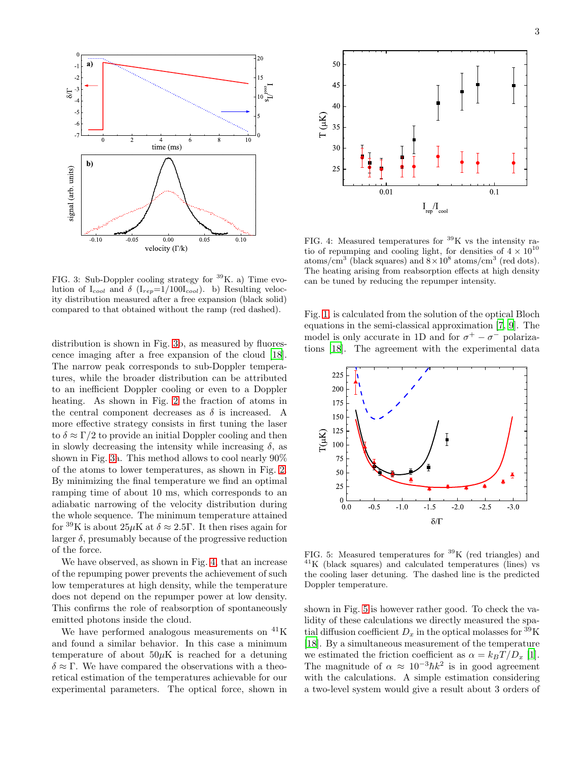a)

0
-1
-2
-3
-4
-5
-6
-7

$\delta/\Gamma$

20
15
10
5
0

$I_s/I_{cool}$

0 2 4 6 8 10

time (ms)

b)

signal (arb. units)

-0.10 -0.05 0.00 0.05 0.10

velocity ($\Gamma/k$)

FIG. 3: Sub-Doppler cooling strategy for $^{39}$K. a) Time evolution of $I_{cool}$ and $\delta$ ($I_{rep}$=1/100$I_{cool}$). b) Resulting velocity distribution measured after a free expansion (black solid) compared to that obtained without the ramp (red dashed).

distribution is shown in Fig. 3b, as measured by fluorescence imaging after a free expansion of the cloud [18]. The narrow peak corresponds to sub-Doppler temperatures, while the broader distribution can be attributed to an inefficient Doppler cooling or even to a Doppler heating. As shown in Fig. 2 the fraction of atoms in the central component decreases as $\delta$ is increased. A more effective strategy consists in first tuning the laser to $\delta \approx \Gamma/2$ to provide an initial Doppler cooling and then in slowly decreasing the intensity while increasing $\delta$, as shown in Fig. 3a. This method allows to cool nearly 90% of the atoms to lower temperatures, as shown in Fig. 2. By minimizing the final temperature we find an optimal ramping time of about 10 ms, which corresponds to an adiabatic narrowing of the velocity distribution during the whole sequence. The minimum temperature attained for $^{39}$K is about 25$\mu$K at $\delta \approx 2.5\Gamma$. It then rises again for larger $\delta$, presumably because of the progressive reduction of the force.

We have observed, as shown in Fig. 4, that an increase of the repumping power prevents the achievement of such low temperatures at high density, while the temperature does not depend on the repumper power at low density. This confirms the role of reabsorption of spontaneously emitted photons inside the cloud.

We have performed analogous measurements on $^{41}$K and found a similar behavior. In this case a minimum temperature of about 50$\mu$K is reached for a detuning $\delta \approx \Gamma$. We have compared the observations with a theoretical estimation of the temperatures achievable for our experimental parameters. The optical force, shown in

T ($\mu$K)

50
45
40
35
30
25

0.01 0.1

$I_{rep}/I_{cool}$

FIG. 4: Measured temperatures for $^{39}$K vs the intensity ratio of repumping and cooling light, for densities of $4 \times 10^{10}$ atoms/cm$^3$ (black squares) and $8 \times 10^8$ atoms/cm$^3$ (red dots). The heating arising from reabsorption effects at high density can be tuned by reducing the repumper intensity.

Fig. 1, is calculated from the solution of the optical Bloch equations in the semi-classical approximation [7, 9]. The model is only accurate in 1D and for $\sigma^+ - \sigma^-$ polarizations [18]. The agreement with the experimental data

T($\mu$K)

225
200
175
150
125
100
75
50
25
0

0.0 -0.5 -1.0 -1.5 -2.0 -2.5 -3.0

$\delta/\Gamma$

FIG. 5: Measured temperatures for $^{39}$K (red triangles) and $^{41}$K (black squares) and calculated temperatures (lines) vs the cooling laser detuning. The dashed line is the predicted Doppler temperature.

shown in Fig. 5 is however rather good. To check the validity of these calculations we directly measured the spatial diffusion coefficient $D_x$ in the optical molasses for $^{39}$K [18]. By a simultaneous measurement of the temperature we estimated the friction coefficient as $\alpha = k_B T/D_x$ [1]. The magnitude of $\alpha \approx 10^{-3}\hbar k^2$ is in good agreement with the calculations. A simple estimation considering a two-level system would give a result about 3 orders of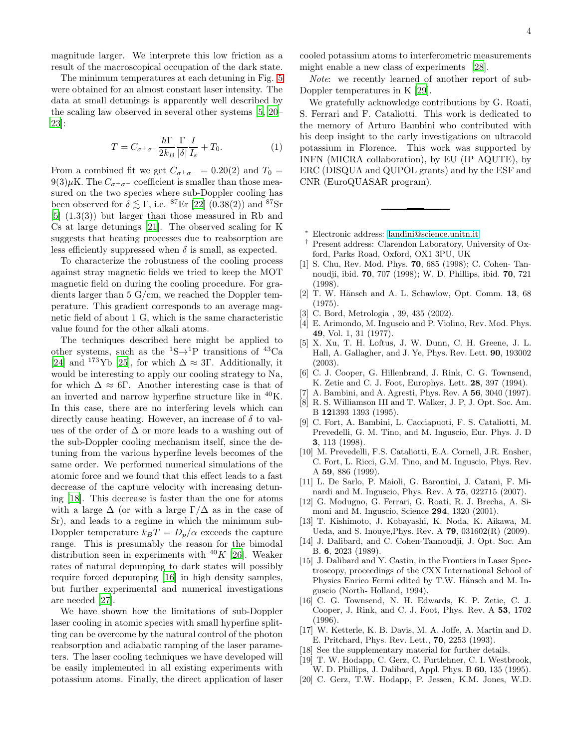magnitude larger. We interprete this low friction as a result of the macroscopical occupation of the dark state.

The minimum temperatures at each detuning in Fig. 5 were obtained for an almost constant laser intensity. The data at small detunings is apparently well described by the scaling law observed in several other systems [5, 20–23]:

$$T = C_{\sigma^+\sigma^-} \frac{\hbar\Gamma}{2k_B} \frac{\Gamma}{|\delta|} \frac{I}{I_s} + T_0. \quad (1)$$

From a combined fit we get $C_{\sigma^+\sigma^-} = 0.20(2)$ and $T_0 = 9(3)\mu$K. The $C_{\sigma^+\sigma^-}$ coefficient is smaller than those measured on the two species where sub-Doppler cooling has been observed for $\delta \lesssim \Gamma$, i.e. $^{87}$Er [22] (0.38(2)) and $^{87}$Sr [5] (1.3(3)) but larger than those measured in Rb and Cs at large detunings [21]. The observed scaling for K suggests that heating processes due to reabsorption are less efficiently suppressed when $\delta$ is small, as expected.

To characterize the robustness of the cooling process against stray magnetic fields we tried to keep the MOT magnetic field on during the cooling procedure. For gradients larger than 5 G/cm, we reached the Doppler temperature. This gradient corresponds to an average magnetic field of about 1 G, which is the same characteristic value found for the other alkali atoms.

The techniques described here might be applied to other systems, such as the $^1$S$\to$$^1$P transitions of $^{43}$Ca [24] and $^{173}$Yb [25], for which $\Delta \approx 3\Gamma$. Additionally, it would be interesting to apply our cooling strategy to Na, for which $\Delta \approx 6\Gamma$. Another interesting case is that of an inverted and narrow hyperfine structure like in $^{40}$K. In this case, there are no interfering levels which can directly cause heating. However, an increase of $\delta$ to values of the order of $\Delta$ or more leads to a washing out of the sub-Doppler cooling mechanism itself, since the detuning from the various hyperfine levels becomes of the same order. We performed numerical simulations of the atomic force and we found that this effect leads to a fast decrease of the capture velocity with increasing detuning [18]. This decrease is faster than the one for atoms with a large $\Delta$ (or with a large $\Gamma/\Delta$ as in the case of Sr), and leads to a regime in which the minimum sub-Doppler temperature $k_BT = D_p/\alpha$ exceeds the capture range. This is presumably the reason for the bimodal distribution seen in experiments with $^{40}K$ [26]. Weaker rates of natural depumping to dark states will possibly require forced depumping [16] in high density samples, but further experimental and numerical investigations are needed [27].

We have shown how the limitations of sub-Doppler laser cooling in atomic species with small hyperfine splitting can be overcome by the natural control of the photon reabsorption and adiabatic ramping of the laser parameters. The laser cooling techniques we have developed will be easily implemented in all existing experiments with potassium atoms. Finally, the direct application of laser cooled potassium atoms to interferometric measurements might enable a new class of experiments [28].

*Note*: we recently learned of another report of sub-Doppler temperatures in K [29].

We gratefully acknowledge contributions by G. Roati, S. Ferrari and F. Cataliotti. This work is dedicated to the memory of Arturo Bambini who contributed with his deep insight to the early investigations on ultracold potassium in Florence. This work was supported by INFN (MICRA collaboration), by EU (IP AQUTE), by ERC (DISQUA and QUPOL grants) and by the ESF and CNR (EuroQUASAR program).

---

[*] Electronic address: landini@science.unitn.it

[†] Present address: Clarendon Laboratory, University of Oxford, Parks Road, Oxford, OX1 3PU, UK

[1] S. Chu, Rev. Mod. Phys. **70**, 685 (1998); C. Cohen- Tannoudji, ibid. **70**, 707 (1998); W. D. Phillips, ibid. **70**, 721 (1998).

[2] T. W. Hänsch and A. L. Schawlow, Opt. Comm. **13**, 68 (1975).

[3] C. Bord, Metrologia , 39, 435 (2002).

[4] E. Arimondo, M. Inguscio and P. Violino, Rev. Mod. Phys. **49**, Vol. 1, 31 (1977).

[5] X. Xu, T. H. Loftus, J. W. Dunn, C. H. Greene, J. L. Hall, A. Gallagher, and J. Ye, Phys. Rev. Lett. **90**, 193002 (2003).

[6] C. J. Cooper, G. Hillenbrand, J. Rink, C. G. Townsend, K. Zetie and C. J. Foot, Europhys. Lett. **28**, 397 (1994).

[7] A. Bambini, and A. Agresti, Phys. Rev. A **56**, 3040 (1997).

[8] R. S. Williamson III and T. Walker, J. P, J. Opt. Soc. Am. B **12**1393 1393 (1995).

[9] C. Fort, A. Bambini, L. Cacciapuoti, F. S. Cataliotti, M. Prevedelli, G. M. Tino, and M. Inguscio, Eur. Phys. J. D **3**, 113 (1998).

[10] M. Prevedelli, F.S. Cataliotti, E.A. Cornell, J.R. Ensher, C. Fort, L. Ricci, G.M. Tino, and M. Inguscio, Phys. Rev. A **59**, 886 (1999).

[11] L. De Sarlo, P. Maioli, G. Barontini, J. Catani, F. Minardi and M. Inguscio, Phys. Rev. A **75**, 022715 (2007).

[12] G. Modugno, G. Ferrari, G. Roati, R. J. Brecha, A. Simoni and M. Inguscio, Science **294**, 1320 (2001).

[13] T. Kishimoto, J. Kobayashi, K. Noda, K. Aikawa, M. Ueda, and S. Inouye,Phys. Rev. A **79**, 031602(R) (2009).

[14] J. Dalibard, and C. Cohen-Tannoudji, J. Opt. Soc. Am B. **6**, 2023 (1989).

[15] J. Dalibard and Y. Castin, in the Frontiers in Laser Spectroscopy, proceedings of the CXX International School of Physics Enrico Fermi edited by T.W. Hänsch and M. Inguscio (North- Holland, 1994).

[16] C. G. Townsend, N. H. Edwards, K. P. Zetie, C. J. Cooper, J. Rink, and C. J. Foot, Phys. Rev. A **53**, 1702 (1996).

[17] W. Ketterle, K. B. Davis, M. A. Joffe, A. Martin and D. E. Pritchard, Phys. Rev. Lett., **70**, 2253 (1993).

[18] See the supplementary material for further details.

[19] T. W. Hodapp, C. Gerz, C. Furtlehner, C. I. Westbrook, W. D. Phillips, J. Dalibard, Appl. Phys. B **60**, 135 (1995).

[20] C. Gerz, T.W. Hodapp, P. Jessen, K.M. Jones, W.D.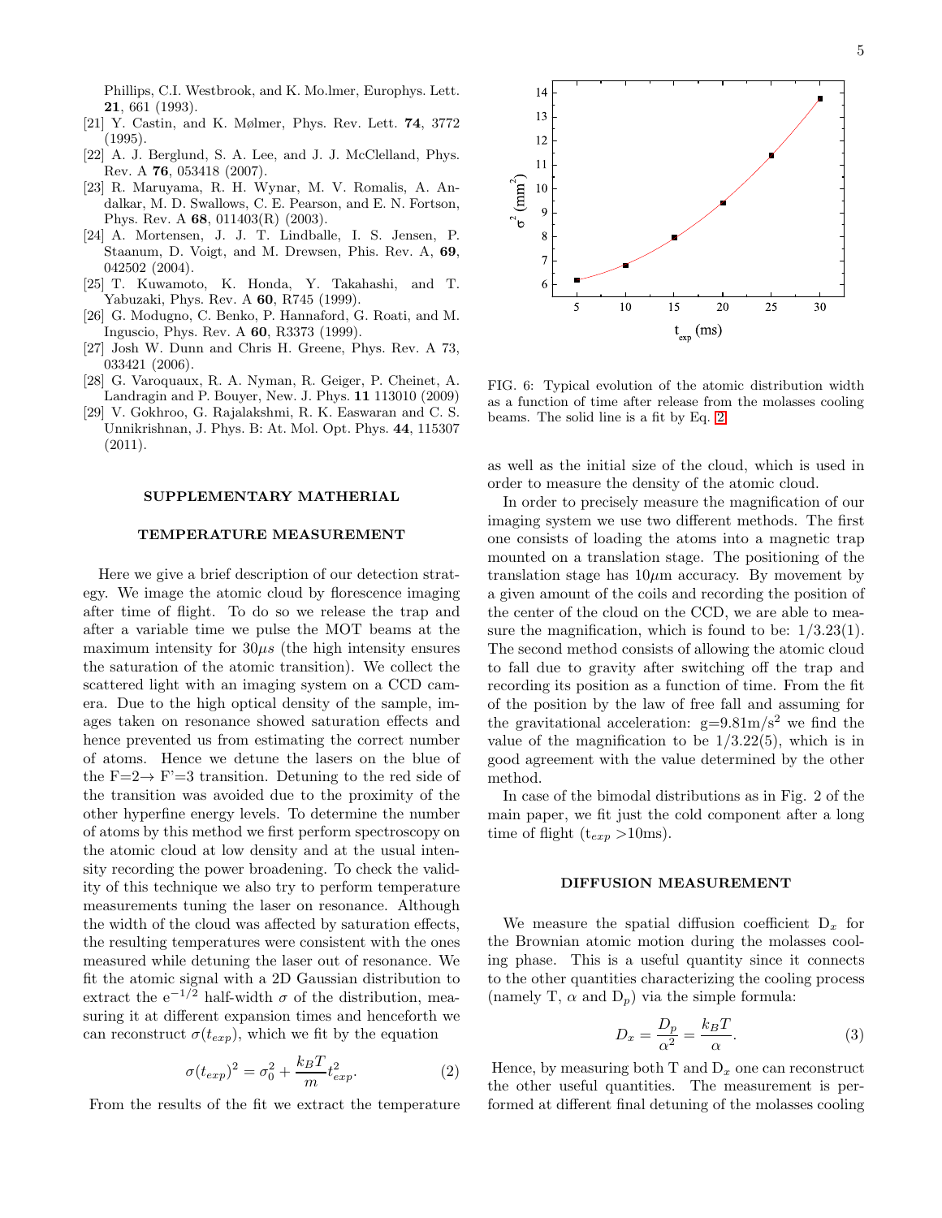Phillips, C.I. Westbrook, and K. Mo.lmer, Europhys. Lett. **21**, 661 (1993).

[21] Y. Castin, and K. Mølmer, Phys. Rev. Lett. **74**, 3772 (1995).

[22] A. J. Berglund, S. A. Lee, and J. J. McClelland, Phys. Rev. A **76**, 053418 (2007).

[23] R. Maruyama, R. H. Wynar, M. V. Romalis, A. Andalkar, M. D. Swallows, C. E. Pearson, and E. N. Fortson, Phys. Rev. A **68**, 011403(R) (2003).

[24] A. Mortensen, J. J. T. Lindballe, I. S. Jensen, P. Staanum, D. Voigt, and M. Drewsen, Phis. Rev. A, **69**, 042502 (2004).

[25] T. Kuwamoto, K. Honda, Y. Takahashi, and T. Yabuzaki, Phys. Rev. A **60**, R745 (1999).

[26] G. Modugno, C. Benko, P. Hannaford, G. Roati, and M. Inguscio, Phys. Rev. A **60**, R3373 (1999).

[27] Josh W. Dunn and Chris H. Greene, Phys. Rev. A 73, 033421 (2006).

[28] G. Varoquaux, R. A. Nyman, R. Geiger, P. Cheinet, A. Landragin and P. Bouyer, New. J. Phys. **11** 113010 (2009)

[29] V. Gokhroo, G. Rajalakshmi, R. K. Easwaran and C. S. Unnikrishnan, J. Phys. B: At. Mol. Opt. Phys. **44**, 115307 (2011).

## SUPPLEMENTARY MATHERIAL

### TEMPERATURE MEASUREMENT

Here we give a brief description of our detection strategy. We image the atomic cloud by florescence imaging after time of flight. To do so we release the trap and after a variable time we pulse the MOT beams at the maximum intensity for $30\mu s$ (the high intensity ensures the saturation of the atomic transition). We collect the scattered light with an imaging system on a CCD camera. Due to the high optical density of the sample, images taken on resonance showed saturation effects and hence prevented us from estimating the correct number of atoms. Hence we detune the lasers on the blue of the F=2→ F'=3 transition. Detuning to the red side of the transition was avoided due to the proximity of the other hyperfine energy levels. To determine the number of atoms by this method we first perform spectroscopy on the atomic cloud at low density and at the usual intensity recording the power broadening. To check the validity of this technique we also try to perform temperature measurements tuning the laser on resonance. Although the width of the cloud was affected by saturation effects, the resulting temperatures were consistent with the ones measured while detuning the laser out of resonance. We fit the atomic signal with a 2D Gaussian distribution to extract the $e^{-1/2}$ half-width $\sigma$ of the distribution, measuring it at different expansion times and henceforth we can reconstruct $\sigma(t_{exp})$, which we fit by the equation

$$\sigma(t_{exp})^2 = \sigma_0^2 + \frac{k_B T}{m} t_{exp}^2. \tag{2}$$

From the results of the fit we extract the temperature

σ² (mm²)
14
13
12
11
10
9
8
7
6
5 10 15 20 25 30
t_exp (ms)

FIG. 6: Typical evolution of the atomic distribution width as a function of time after release from the molasses cooling beams. The solid line is a fit by Eq. 2

as well as the initial size of the cloud, which is used in order to measure the density of the atomic cloud.

In order to precisely measure the magnification of our imaging system we use two different methods. The first one consists of loading the atoms into a magnetic trap mounted on a translation stage. The positioning of the translation stage has $10\mu$m accuracy. By movement by a given amount of the coils and recording the position of the center of the cloud on the CCD, we are able to measure the magnification, which is found to be: 1/3.23(1). The second method consists of allowing the atomic cloud to fall due to gravity after switching off the trap and recording its position as a function of time. From the fit of the position by the law of free fall and assuming for the gravitational acceleration: g=9.81m/s$^2$ we find the value of the magnification to be 1/3.22(5), which is in good agreement with the value determined by the other method.

In case of the bimodal distributions as in Fig. 2 of the main paper, we fit just the cold component after a long time of flight ($t_{exp}$ >10ms).

### DIFFUSION MEASUREMENT

We measure the spatial diffusion coefficient $D_x$ for the Brownian atomic motion during the molasses cooling phase. This is a useful quantity since it connects to the other quantities characterizing the cooling process (namely T, $\alpha$ and $D_p$) via the simple formula:

$$D_x = \frac{D_p}{\alpha^2} = \frac{k_B T}{\alpha}. \tag{3}$$

Hence, by measuring both T and $D_x$ one can reconstruct the other useful quantities. The measurement is performed at different final detuning of the molasses cooling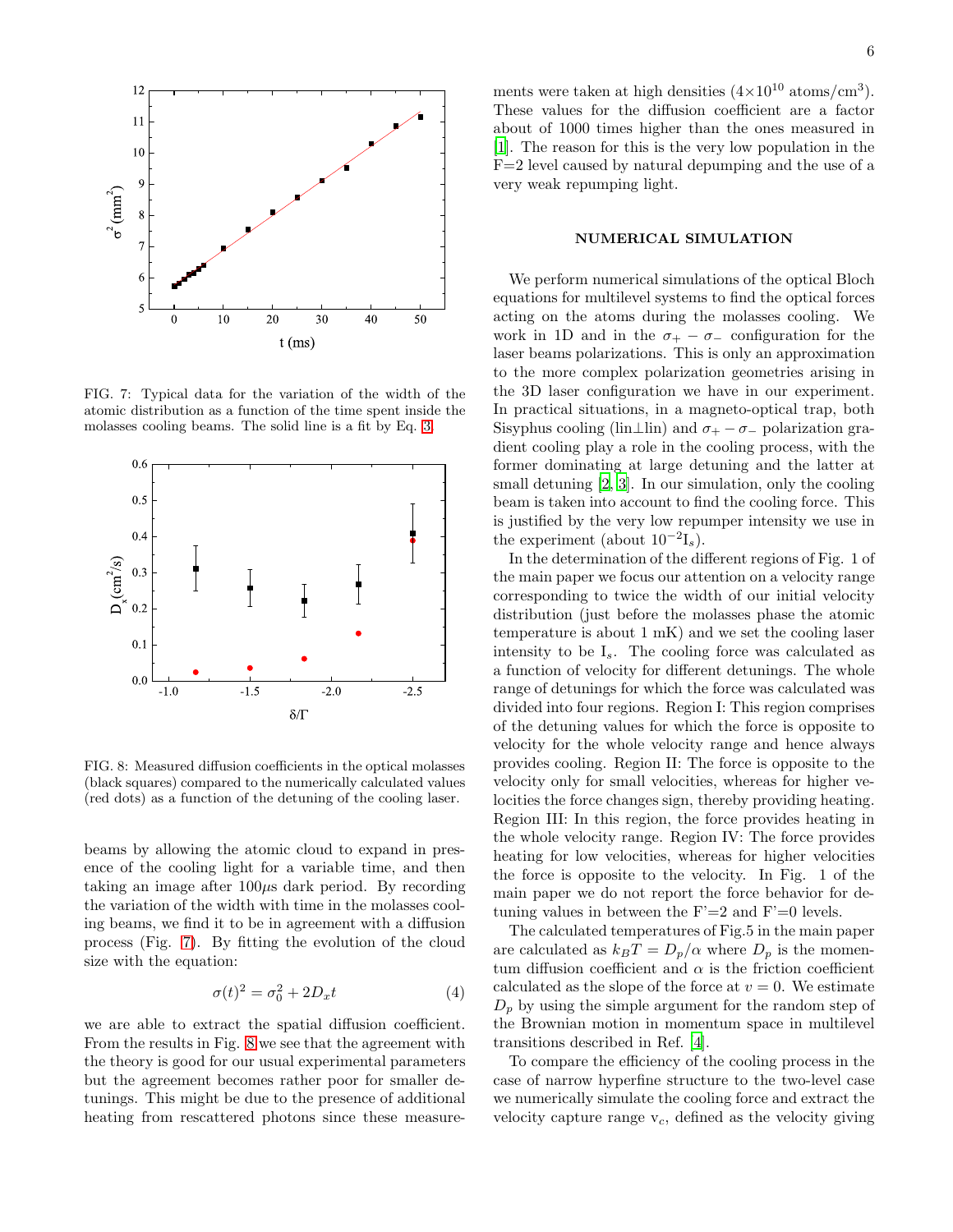σ² (mm²)

12
11
10
9
8
7
6
5

0 10 20 30 40 50

t (ms)

FIG. 7: Typical data for the variation of the width of the atomic distribution as a function of the time spent inside the molasses cooling beams. The solid line is a fit by Eq. 3.

$D_x$(cm²/s)

0.6
0.5
0.4
0.3
0.2
0.1
0.0

-1.0 -1.5 -2.0 -2.5

δ/Γ

FIG. 8: Measured diffusion coefficients in the optical molasses (black squares) compared to the numerically calculated values (red dots) as a function of the detuning of the cooling laser.

beams by allowing the atomic cloud to expand in presence of the cooling light for a variable time, and then taking an image after 100$\mu$s dark period. By recording the variation of the width with time in the molasses cooling beams, we find it to be in agreement with a diffusion process (Fig. 7). By fitting the evolution of the cloud size with the equation:

$$\sigma(t)^2 = \sigma_0^2 + 2D_x t \tag{4}$$

we are able to extract the spatial diffusion coefficient. From the results in Fig. 8 we see that the agreement with the theory is good for our usual experimental parameters but the agreement becomes rather poor for smaller detunings. This might be due to the presence of additional heating from rescattered photons since these measurements were taken at high densities ($4\times10^{10}$ atoms/cm³). These values for the diffusion coefficient are a factor about of 1000 times higher than the ones measured in [1]. The reason for this is the very low population in the F=2 level caused by natural depumping and the use of a very weak repumping light.

## NUMERICAL SIMULATION

We perform numerical simulations of the optical Bloch equations for multilevel systems to find the optical forces acting on the atoms during the molasses cooling. We work in 1D and in the $\sigma_+ - \sigma_-$ configuration for the laser beams polarizations. This is only an approximation to the more complex polarization geometries arising in the 3D laser configuration we have in our experiment. In practical situations, in a magneto-optical trap, both Sisyphus cooling (lin⊥lin) and $\sigma_+ - \sigma_-$ polarization gradient cooling play a role in the cooling process, with the former dominating at large detuning and the latter at small detuning [2, 3]. In our simulation, only the cooling beam is taken into account to find the cooling force. This is justified by the very low repumper intensity we use in the experiment (about $10^{-2}$I$_s$).

In the determination of the different regions of Fig. 1 of the main paper we focus our attention on a velocity range corresponding to twice the width of our initial velocity distribution (just before the molasses phase the atomic temperature is about 1 mK) and we set the cooling laser intensity to be I$_s$. The cooling force was calculated as a function of velocity for different detunings. The whole range of detunings for which the force was calculated was divided into four regions. Region I: This region comprises of the detuning values for which the force is opposite to velocity for the whole velocity range and hence always provides cooling. Region II: The force is opposite to the velocity only for small velocities, whereas for higher velocities the force changes sign, thereby providing heating. Region III: In this region, the force provides heating in the whole velocity range. Region IV: The force provides heating for low velocities, whereas for higher velocities the force is opposite to the velocity. In Fig. 1 of the main paper we do not report the force behavior for detuning values in between the F'=2 and F'=0 levels.

The calculated temperatures of Fig.5 in the main paper are calculated as $k_BT = D_p/\alpha$ where $D_p$ is the momentum diffusion coefficient and $\alpha$ is the friction coefficient calculated as the slope of the force at $v = 0$. We estimate $D_p$ by using the simple argument for the random step of the Brownian motion in momentum space in multilevel transitions described in Ref. [4].

To compare the efficiency of the cooling process in the case of narrow hyperfine structure to the two-level case we numerically simulate the cooling force and extract the velocity capture range v$_c$, defined as the velocity giving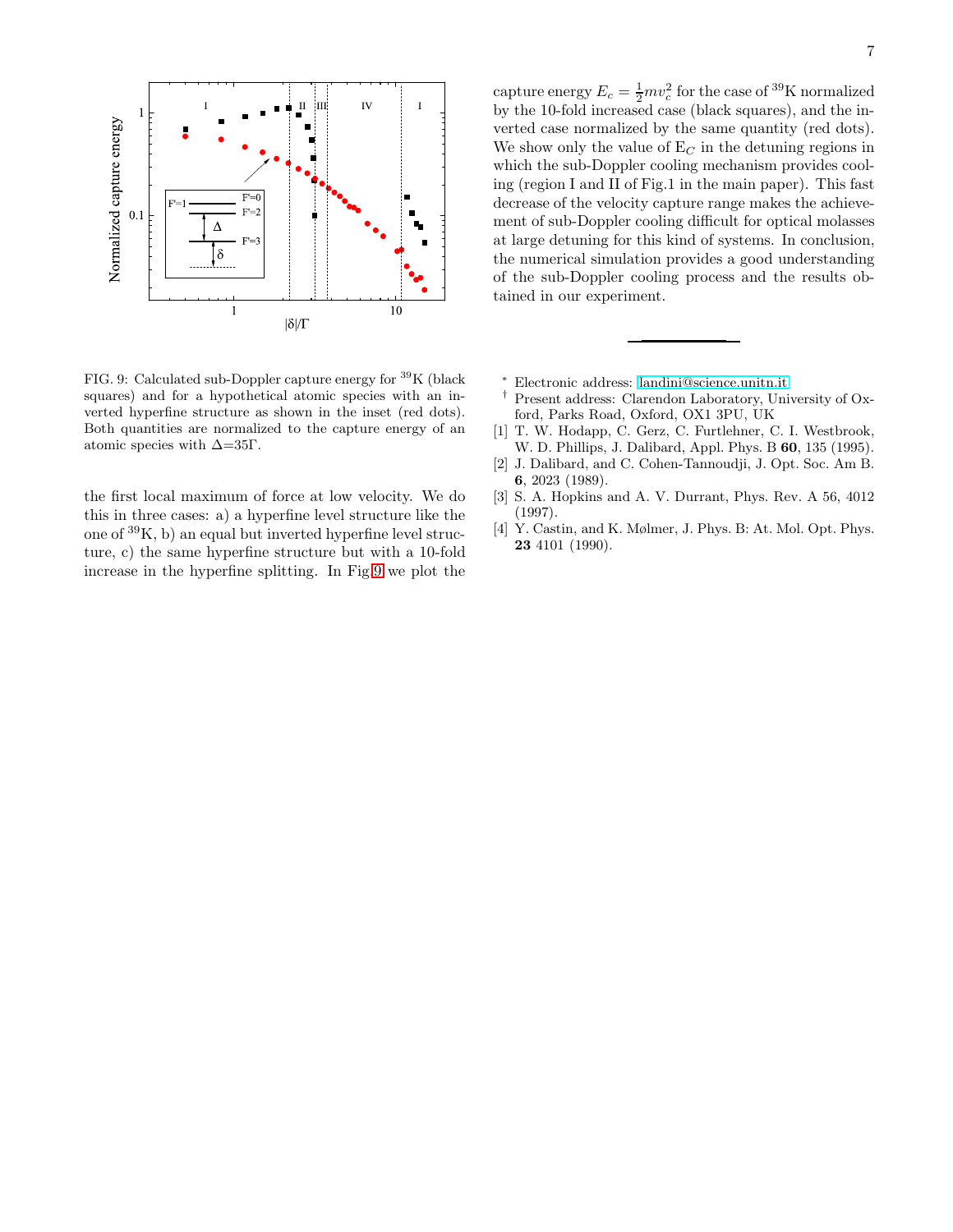Normalized capture energy

1

0.1

I II III IV I

F'=1 F'=0

F'=2

Δ

F'=3

δ

1 10

|δ|/Γ

FIG. 9: Calculated sub-Doppler capture energy for $^{39}$K (black squares) and for a hypothetical atomic species with an inverted hyperfine structure as shown in the inset (red dots). Both quantities are normalized to the capture energy of an atomic species with Δ=35Γ.

the first local maximum of force at low velocity. We do this in three cases: a) a hyperfine level structure like the one of $^{39}$K, b) an equal but inverted hyperfine level structure, c) the same hyperfine structure but with a 10-fold increase in the hyperfine splitting. In Fig.9 we plot the capture energy $E_c = \frac{1}{2}mv_c^2$ for the case of $^{39}$K normalized by the 10-fold increased case (black squares), and the inverted case normalized by the same quantity (red dots). We show only the value of $E_C$ in the detuning regions in which the sub-Doppler cooling mechanism provides cooling (region I and II of Fig.1 in the main paper). This fast decrease of the velocity capture range makes the achievement of sub-Doppler cooling difficult for optical molasses at large detuning for this kind of systems. In conclusion, the numerical simulation provides a good understanding of the sub-Doppler cooling process and the results obtained in our experiment.

---

[*] Electronic address: landini@science.unitn.it

[†] Present address: Clarendon Laboratory, University of Oxford, Parks Road, Oxford, OX1 3PU, UK

[1] T. W. Hodapp, C. Gerz, C. Furtlehner, C. I. Westbrook, W. D. Phillips, J. Dalibard, Appl. Phys. B **60**, 135 (1995).

[2] J. Dalibard, and C. Cohen-Tannoudji, J. Opt. Soc. Am B. **6**, 2023 (1989).

[3] S. A. Hopkins and A. V. Durrant, Phys. Rev. A 56, 4012 (1997).

[4] Y. Castin, and K. Mølmer, J. Phys. B: At. Mol. Opt. Phys. **23** 4101 (1990).